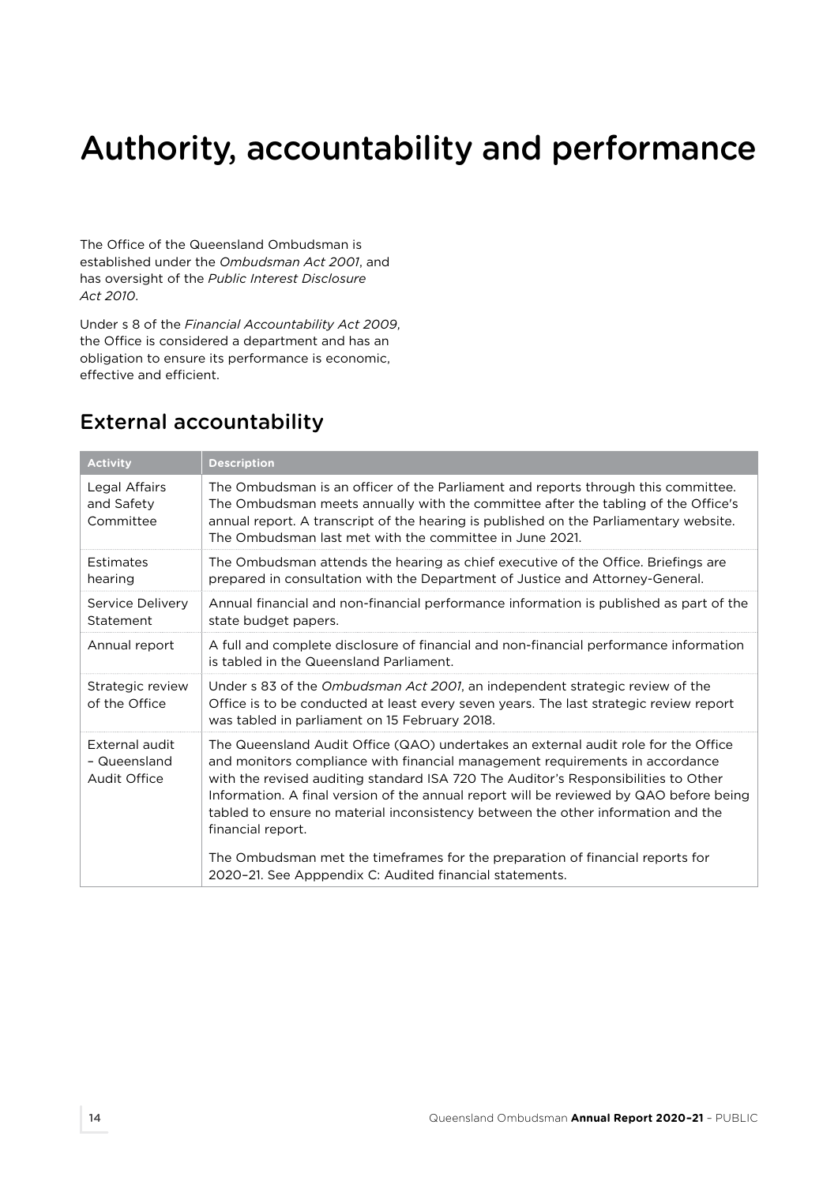# Authority, accountability and performance

The Office of the Queensland Ombudsman is established under the *Ombudsman Act 2001*, and has oversight of the *Public Interest Disclosure Act 2010*.

Under s 8 of the *Financial Accountability Act 2009*, the Office is considered a department and has an obligation to ensure its performance is economic, effective and efficient.

## External accountability

| Activity | Description |
| --- | --- |
| Legal Affairs and Safety Committee | The Ombudsman is an officer of the Parliament and reports through this committee. The Ombudsman meets annually with the committee after the tabling of the Office's annual report. A transcript of the hearing is published on the Parliamentary website. The Ombudsman last met with the committee in June 2021. |
| Estimates hearing | The Ombudsman attends the hearing as chief executive of the Office. Briefings are prepared in consultation with the Department of Justice and Attorney-General. |
| Service Delivery Statement | Annual financial and non-financial performance information is published as part of the state budget papers. |
| Annual report | A full and complete disclosure of financial and non-financial performance information is tabled in the Queensland Parliament. |
| Strategic review of the Office | Under s 83 of the *Ombudsman Act 2001*, an independent strategic review of the Office is to be conducted at least every seven years. The last strategic review report was tabled in parliament on 15 February 2018. |
| External audit – Queensland Audit Office | The Queensland Audit Office (QAO) undertakes an external audit role for the Office and monitors compliance with financial management requirements in accordance with the revised auditing standard ISA 720 The Auditor's Responsibilities to Other Information. A final version of the annual report will be reviewed by QAO before being tabled to ensure no material inconsistency between the other information and the financial report. The Ombudsman met the timeframes for the preparation of financial reports for 2020–21. See Apppendix C: Audited financial statements. |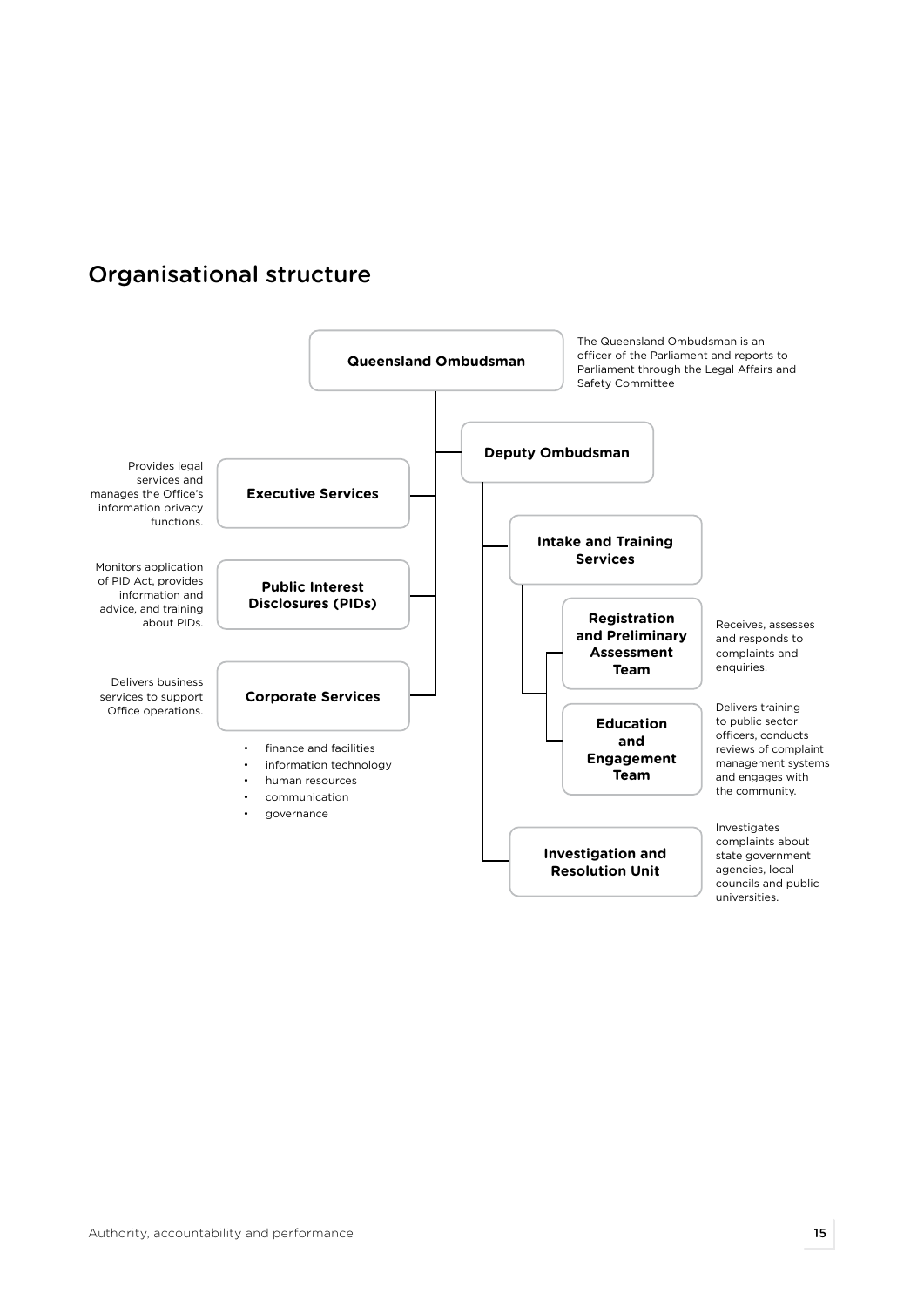## Organisational structure

**Queensland Ombudsman**

The Queensland Ombudsman is an officer of the Parliament and reports to Parliament through the Legal Affairs and Safety Committee

**Deputy Ombudsman**

**Executive Services**

Provides legal services and manages the Office's information privacy functions.

**Public Interest Disclosures (PIDs)**

Monitors application of PID Act, provides information and advice, and training about PIDs.

**Corporate Services**

Delivers business services to support Office operations.

- finance and facilities
- information technology
- human resources
- communication
- governance

**Intake and Training Services**

**Registration and Preliminary Assessment Team**

Receives, assesses and responds to complaints and enquiries.

**Education and Engagement Team**

Delivers training to public sector officers, conducts reviews of complaint management systems and engages with the community.

**Investigation and Resolution Unit**

Investigates complaints about state government agencies, local councils and public universities.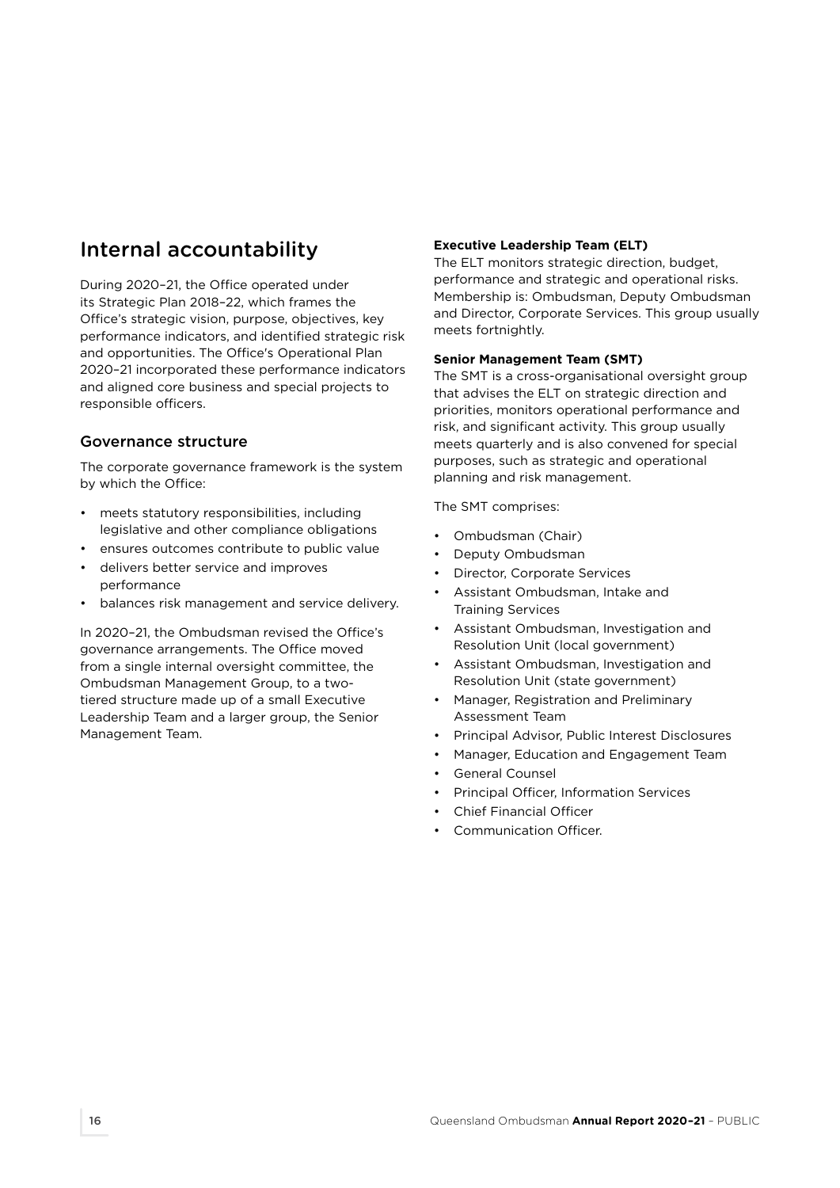## Internal accountability

During 2020–21, the Office operated under its Strategic Plan 2018–22, which frames the Office's strategic vision, purpose, objectives, key performance indicators, and identified strategic risk and opportunities. The Office's Operational Plan 2020–21 incorporated these performance indicators and aligned core business and special projects to responsible officers.

### Governance structure

The corporate governance framework is the system by which the Office:

- meets statutory responsibilities, including legislative and other compliance obligations
- ensures outcomes contribute to public value
- delivers better service and improves performance
- balances risk management and service delivery.

In 2020–21, the Ombudsman revised the Office's governance arrangements. The Office moved from a single internal oversight committee, the Ombudsman Management Group, to a two-tiered structure made up of a small Executive Leadership Team and a larger group, the Senior Management Team.

**Executive Leadership Team (ELT)**

The ELT monitors strategic direction, budget, performance and strategic and operational risks. Membership is: Ombudsman, Deputy Ombudsman and Director, Corporate Services. This group usually meets fortnightly.

**Senior Management Team (SMT)**

The SMT is a cross-organisational oversight group that advises the ELT on strategic direction and priorities, monitors operational performance and risk, and significant activity. This group usually meets quarterly and is also convened for special purposes, such as strategic and operational planning and risk management.

The SMT comprises:

- Ombudsman (Chair)
- Deputy Ombudsman
- Director, Corporate Services
- Assistant Ombudsman, Intake and Training Services
- Assistant Ombudsman, Investigation and Resolution Unit (local government)
- Assistant Ombudsman, Investigation and Resolution Unit (state government)
- Manager, Registration and Preliminary Assessment Team
- Principal Advisor, Public Interest Disclosures
- Manager, Education and Engagement Team
- General Counsel
- Principal Officer, Information Services
- Chief Financial Officer
- Communication Officer.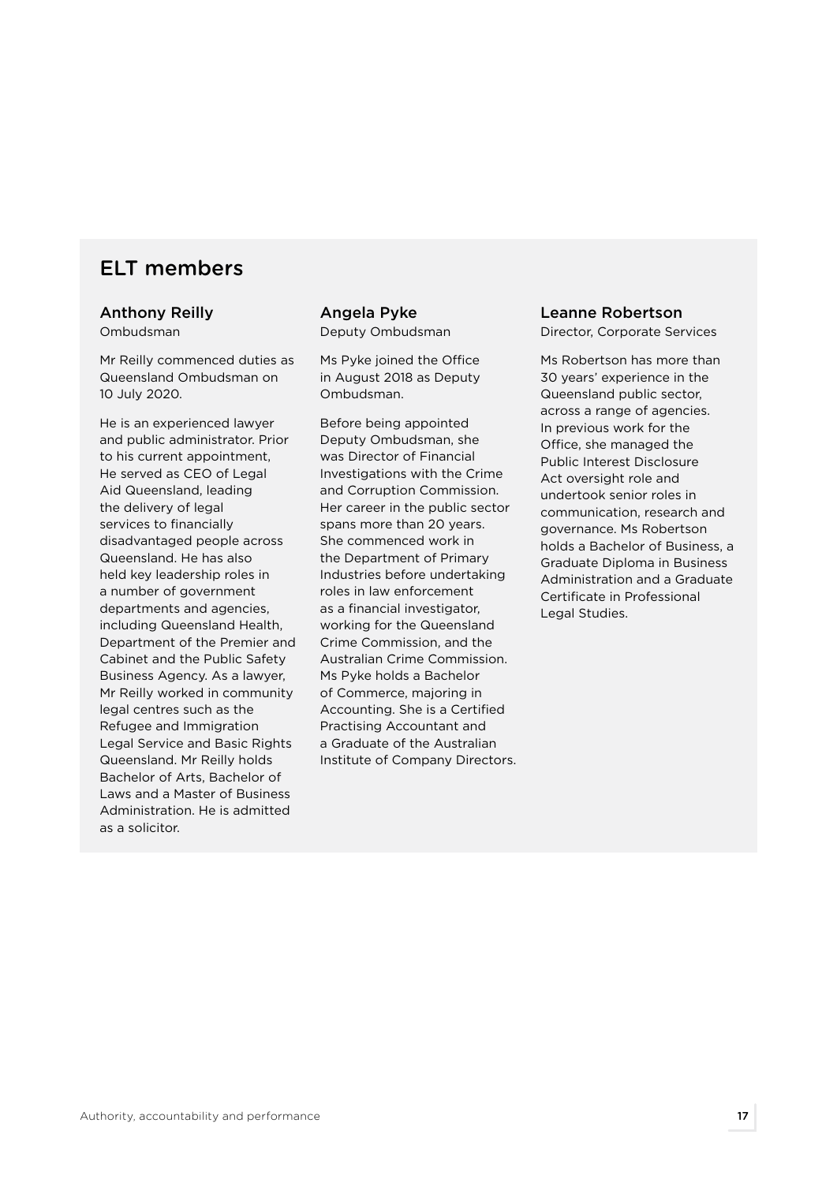## ELT members

### Anthony Reilly

Ombudsman

Mr Reilly commenced duties as Queensland Ombudsman on 10 July 2020.

He is an experienced lawyer and public administrator. Prior to his current appointment, He served as CEO of Legal Aid Queensland, leading the delivery of legal services to financially disadvantaged people across Queensland. He has also held key leadership roles in a number of government departments and agencies, including Queensland Health, Department of the Premier and Cabinet and the Public Safety Business Agency. As a lawyer, Mr Reilly worked in community legal centres such as the Refugee and Immigration Legal Service and Basic Rights Queensland. Mr Reilly holds Bachelor of Arts, Bachelor of Laws and a Master of Business Administration. He is admitted as a solicitor.

### Angela Pyke

Deputy Ombudsman

Ms Pyke joined the Office in August 2018 as Deputy Ombudsman.

Before being appointed Deputy Ombudsman, she was Director of Financial Investigations with the Crime and Corruption Commission. Her career in the public sector spans more than 20 years. She commenced work in the Department of Primary Industries before undertaking roles in law enforcement as a financial investigator, working for the Queensland Crime Commission, and the Australian Crime Commission. Ms Pyke holds a Bachelor of Commerce, majoring in Accounting. She is a Certified Practising Accountant and a Graduate of the Australian Institute of Company Directors.

### Leanne Robertson

Director, Corporate Services

Ms Robertson has more than 30 years' experience in the Queensland public sector, across a range of agencies. In previous work for the Office, she managed the Public Interest Disclosure Act oversight role and undertook senior roles in communication, research and governance. Ms Robertson holds a Bachelor of Business, a Graduate Diploma in Business Administration and a Graduate Certificate in Professional Legal Studies.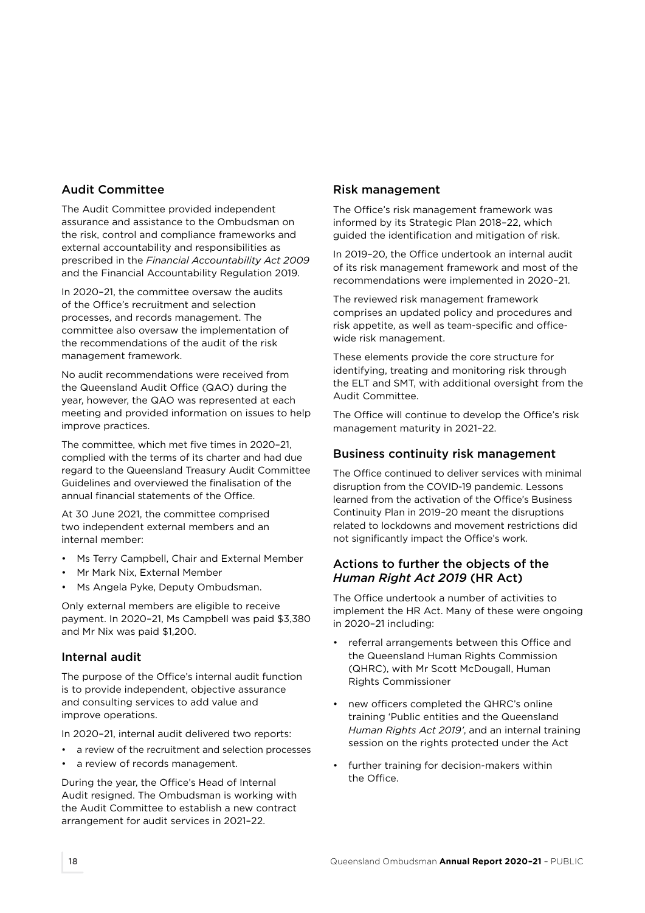## Audit Committee

The Audit Committee provided independent assurance and assistance to the Ombudsman on the risk, control and compliance frameworks and external accountability and responsibilities as prescribed in the *Financial Accountability Act 2009* and the Financial Accountability Regulation 2019.

In 2020–21, the committee oversaw the audits of the Office's recruitment and selection processes, and records management. The committee also oversaw the implementation of the recommendations of the audit of the risk management framework.

No audit recommendations were received from the Queensland Audit Office (QAO) during the year, however, the QAO was represented at each meeting and provided information on issues to help improve practices.

The committee, which met five times in 2020–21, complied with the terms of its charter and had due regard to the Queensland Treasury Audit Committee Guidelines and overviewed the finalisation of the annual financial statements of the Office.

At 30 June 2021, the committee comprised two independent external members and an internal member:

- Ms Terry Campbell, Chair and External Member
- Mr Mark Nix, External Member
- Ms Angela Pyke, Deputy Ombudsman.

Only external members are eligible to receive payment. In 2020–21, Ms Campbell was paid $3,380 and Mr Nix was paid $1,200.

## Internal audit

The purpose of the Office's internal audit function is to provide independent, objective assurance and consulting services to add value and improve operations.

In 2020–21, internal audit delivered two reports:

- a review of the recruitment and selection processes
- a review of records management.

During the year, the Office's Head of Internal Audit resigned. The Ombudsman is working with the Audit Committee to establish a new contract arrangement for audit services in 2021–22.

## Risk management

The Office's risk management framework was informed by its Strategic Plan 2018–22, which guided the identification and mitigation of risk.

In 2019–20, the Office undertook an internal audit of its risk management framework and most of the recommendations were implemented in 2020–21.

The reviewed risk management framework comprises an updated policy and procedures and risk appetite, as well as team-specific and office-wide risk management.

These elements provide the core structure for identifying, treating and monitoring risk through the ELT and SMT, with additional oversight from the Audit Committee.

The Office will continue to develop the Office's risk management maturity in 2021–22.

## Business continuity risk management

The Office continued to deliver services with minimal disruption from the COVID-19 pandemic. Lessons learned from the activation of the Office's Business Continuity Plan in 2019–20 meant the disruptions related to lockdowns and movement restrictions did not significantly impact the Office's work.

## Actions to further the objects of the *Human Right Act 2019* (HR Act)

The Office undertook a number of activities to implement the HR Act. Many of these were ongoing in 2020–21 including:

- referral arrangements between this Office and the Queensland Human Rights Commission (QHRC), with Mr Scott McDougall, Human Rights Commissioner
- new officers completed the QHRC's online training 'Public entities and the Queensland *Human Rights Act 2019'*, and an internal training session on the rights protected under the Act
- further training for decision-makers within the Office.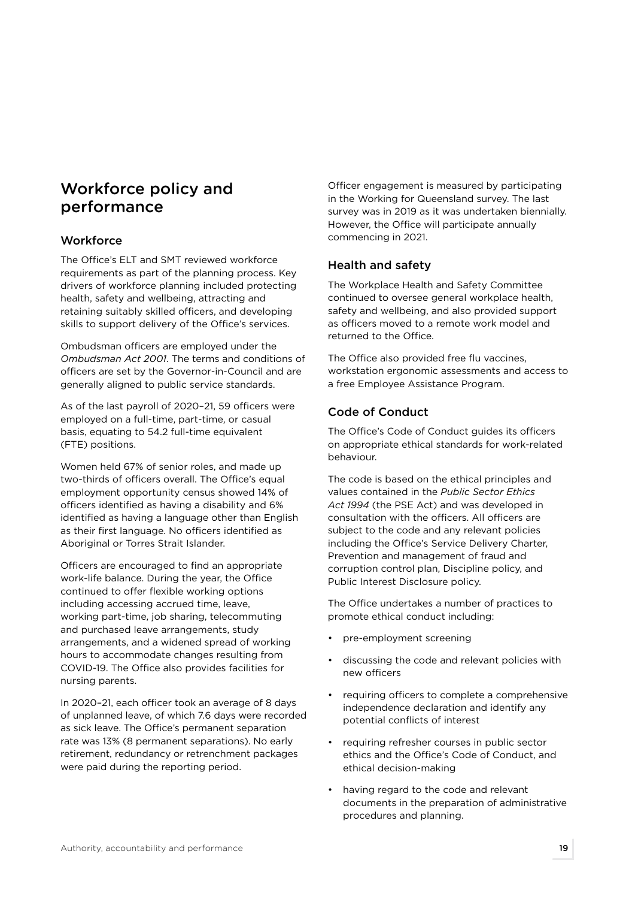# Workforce policy and performance

## Workforce

The Office's ELT and SMT reviewed workforce requirements as part of the planning process. Key drivers of workforce planning included protecting health, safety and wellbeing, attracting and retaining suitably skilled officers, and developing skills to support delivery of the Office's services.

Ombudsman officers are employed under the *Ombudsman Act 2001*. The terms and conditions of officers are set by the Governor-in-Council and are generally aligned to public service standards.

As of the last payroll of 2020–21, 59 officers were employed on a full-time, part-time, or casual basis, equating to 54.2 full-time equivalent (FTE) positions.

Women held 67% of senior roles, and made up two-thirds of officers overall. The Office's equal employment opportunity census showed 14% of officers identified as having a disability and 6% identified as having a language other than English as their first language. No officers identified as Aboriginal or Torres Strait Islander.

Officers are encouraged to find an appropriate work-life balance. During the year, the Office continued to offer flexible working options including accessing accrued time, leave, working part-time, job sharing, telecommuting and purchased leave arrangements, study arrangements, and a widened spread of working hours to accommodate changes resulting from COVID-19. The Office also provides facilities for nursing parents.

In 2020–21, each officer took an average of 8 days of unplanned leave, of which 7.6 days were recorded as sick leave. The Office's permanent separation rate was 13% (8 permanent separations). No early retirement, redundancy or retrenchment packages were paid during the reporting period.

Officer engagement is measured by participating in the Working for Queensland survey. The last survey was in 2019 as it was undertaken biennially. However, the Office will participate annually commencing in 2021.

## Health and safety

The Workplace Health and Safety Committee continued to oversee general workplace health, safety and wellbeing, and also provided support as officers moved to a remote work model and returned to the Office.

The Office also provided free flu vaccines, workstation ergonomic assessments and access to a free Employee Assistance Program.

## Code of Conduct

The Office's Code of Conduct guides its officers on appropriate ethical standards for work-related behaviour.

The code is based on the ethical principles and values contained in the *Public Sector Ethics Act 1994* (the PSE Act) and was developed in consultation with the officers. All officers are subject to the code and any relevant policies including the Office's Service Delivery Charter, Prevention and management of fraud and corruption control plan, Discipline policy, and Public Interest Disclosure policy.

The Office undertakes a number of practices to promote ethical conduct including:

- pre-employment screening
- discussing the code and relevant policies with new officers
- requiring officers to complete a comprehensive independence declaration and identify any potential conflicts of interest
- requiring refresher courses in public sector ethics and the Office's Code of Conduct, and ethical decision-making
- having regard to the code and relevant documents in the preparation of administrative procedures and planning.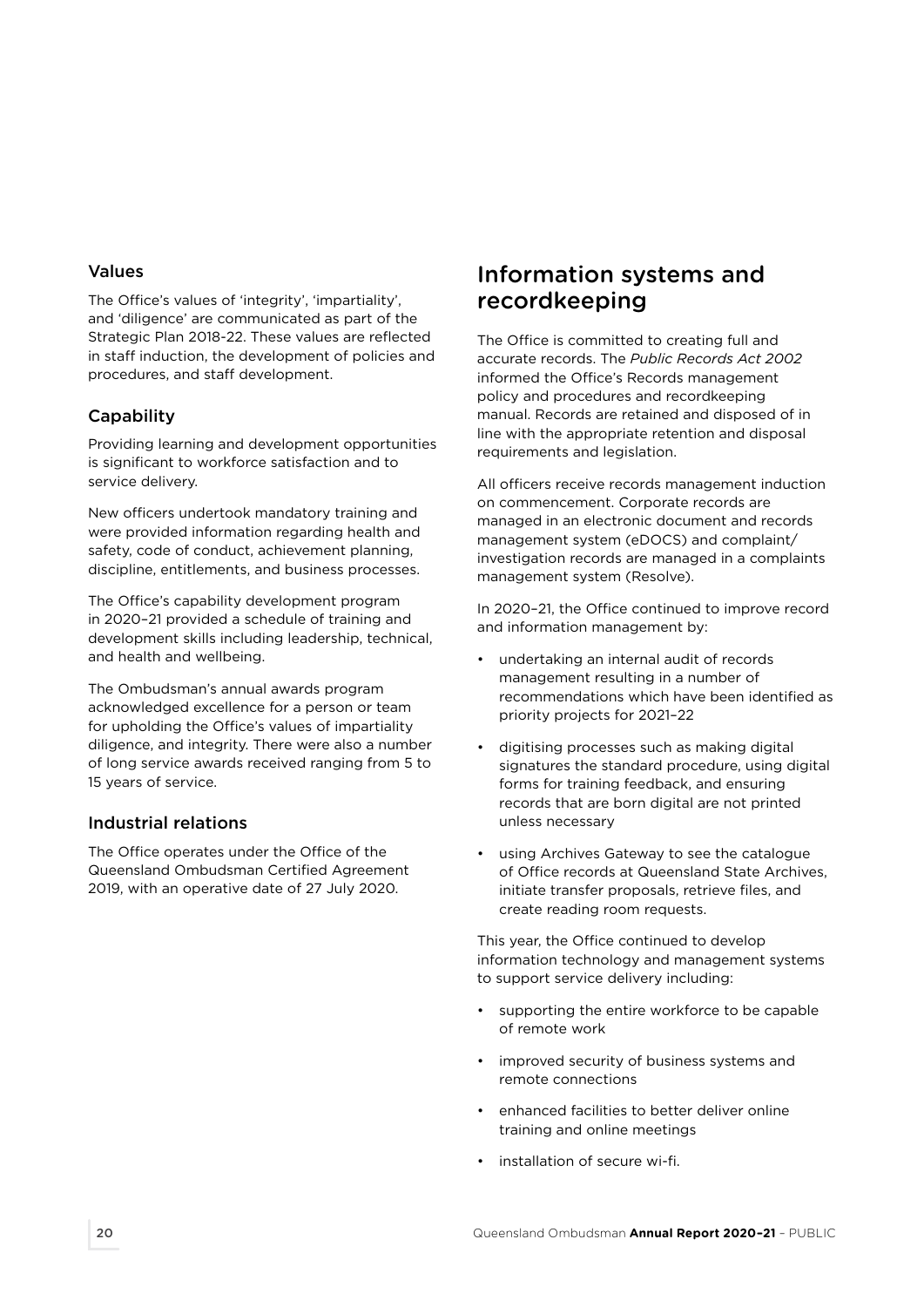### Values

The Office's values of 'integrity', 'impartiality', and 'diligence' are communicated as part of the Strategic Plan 2018-22. These values are reflected in staff induction, the development of policies and procedures, and staff development.

### Capability

Providing learning and development opportunities is significant to workforce satisfaction and to service delivery.

New officers undertook mandatory training and were provided information regarding health and safety, code of conduct, achievement planning, discipline, entitlements, and business processes.

The Office's capability development program in 2020–21 provided a schedule of training and development skills including leadership, technical, and health and wellbeing.

The Ombudsman's annual awards program acknowledged excellence for a person or team for upholding the Office's values of impartiality diligence, and integrity. There were also a number of long service awards received ranging from 5 to 15 years of service.

### Industrial relations

The Office operates under the Office of the Queensland Ombudsman Certified Agreement 2019, with an operative date of 27 July 2020.

## Information systems and recordkeeping

The Office is committed to creating full and accurate records. The *Public Records Act 2002* informed the Office's Records management policy and procedures and recordkeeping manual. Records are retained and disposed of in line with the appropriate retention and disposal requirements and legislation.

All officers receive records management induction on commencement. Corporate records are managed in an electronic document and records management system (eDOCS) and complaint/investigation records are managed in a complaints management system (Resolve).

In 2020–21, the Office continued to improve record and information management by:

- undertaking an internal audit of records management resulting in a number of recommendations which have been identified as priority projects for 2021–22
- digitising processes such as making digital signatures the standard procedure, using digital forms for training feedback, and ensuring records that are born digital are not printed unless necessary
- using Archives Gateway to see the catalogue of Office records at Queensland State Archives, initiate transfer proposals, retrieve files, and create reading room requests.

This year, the Office continued to develop information technology and management systems to support service delivery including:

- supporting the entire workforce to be capable of remote work
- improved security of business systems and remote connections
- enhanced facilities to better deliver online training and online meetings
- installation of secure wi-fi.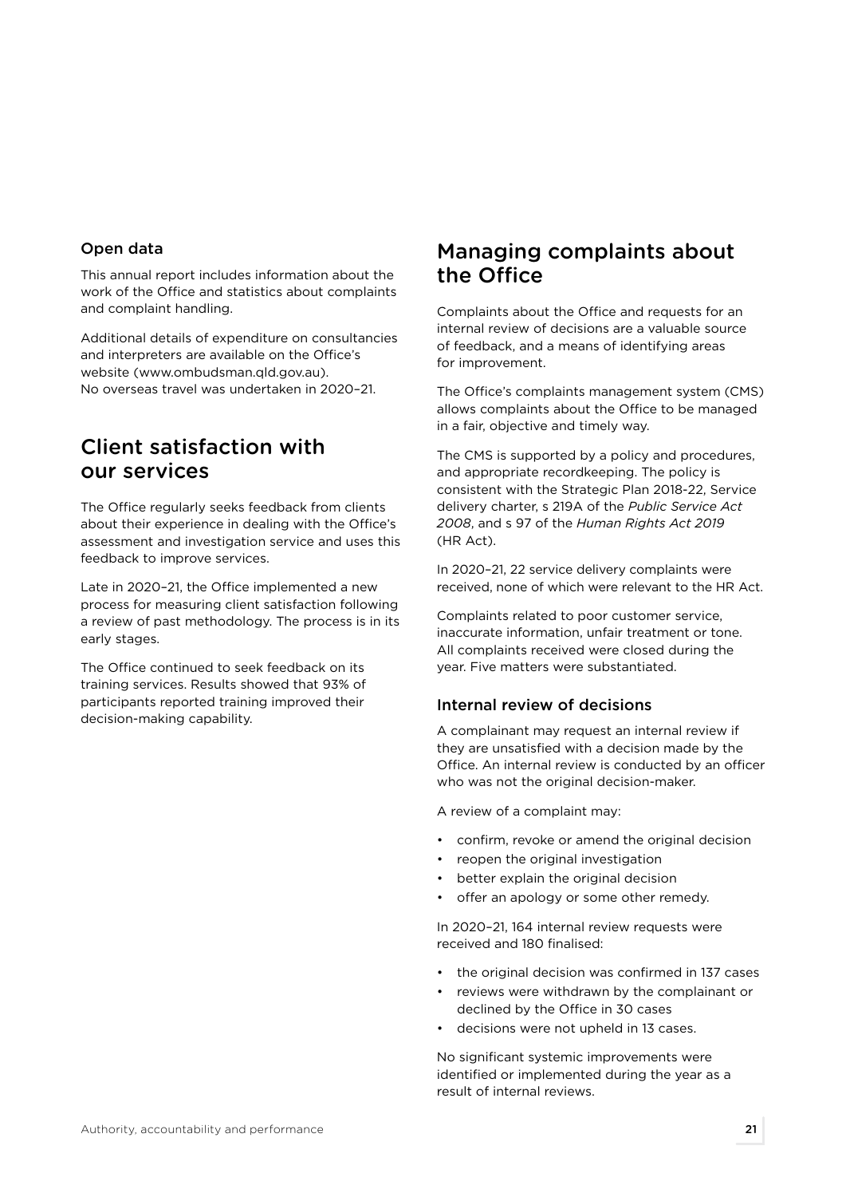### Open data

This annual report includes information about the work of the Office and statistics about complaints and complaint handling.

Additional details of expenditure on consultancies and interpreters are available on the Office's website (www.ombudsman.qld.gov.au). No overseas travel was undertaken in 2020–21.

## Client satisfaction with our services

The Office regularly seeks feedback from clients about their experience in dealing with the Office's assessment and investigation service and uses this feedback to improve services.

Late in 2020–21, the Office implemented a new process for measuring client satisfaction following a review of past methodology. The process is in its early stages.

The Office continued to seek feedback on its training services. Results showed that 93% of participants reported training improved their decision-making capability.

## Managing complaints about the Office

Complaints about the Office and requests for an internal review of decisions are a valuable source of feedback, and a means of identifying areas for improvement.

The Office's complaints management system (CMS) allows complaints about the Office to be managed in a fair, objective and timely way.

The CMS is supported by a policy and procedures, and appropriate recordkeeping. The policy is consistent with the Strategic Plan 2018-22, Service delivery charter, s 219A of the *Public Service Act 2008*, and s 97 of the *Human Rights Act 2019* (HR Act).

In 2020–21, 22 service delivery complaints were received, none of which were relevant to the HR Act.

Complaints related to poor customer service, inaccurate information, unfair treatment or tone. All complaints received were closed during the year. Five matters were substantiated.

### Internal review of decisions

A complainant may request an internal review if they are unsatisfied with a decision made by the Office. An internal review is conducted by an officer who was not the original decision-maker.

A review of a complaint may:

- confirm, revoke or amend the original decision
- reopen the original investigation
- better explain the original decision
- offer an apology or some other remedy.

In 2020–21, 164 internal review requests were received and 180 finalised:

- the original decision was confirmed in 137 cases
- reviews were withdrawn by the complainant or declined by the Office in 30 cases
- decisions were not upheld in 13 cases.

No significant systemic improvements were identified or implemented during the year as a result of internal reviews.